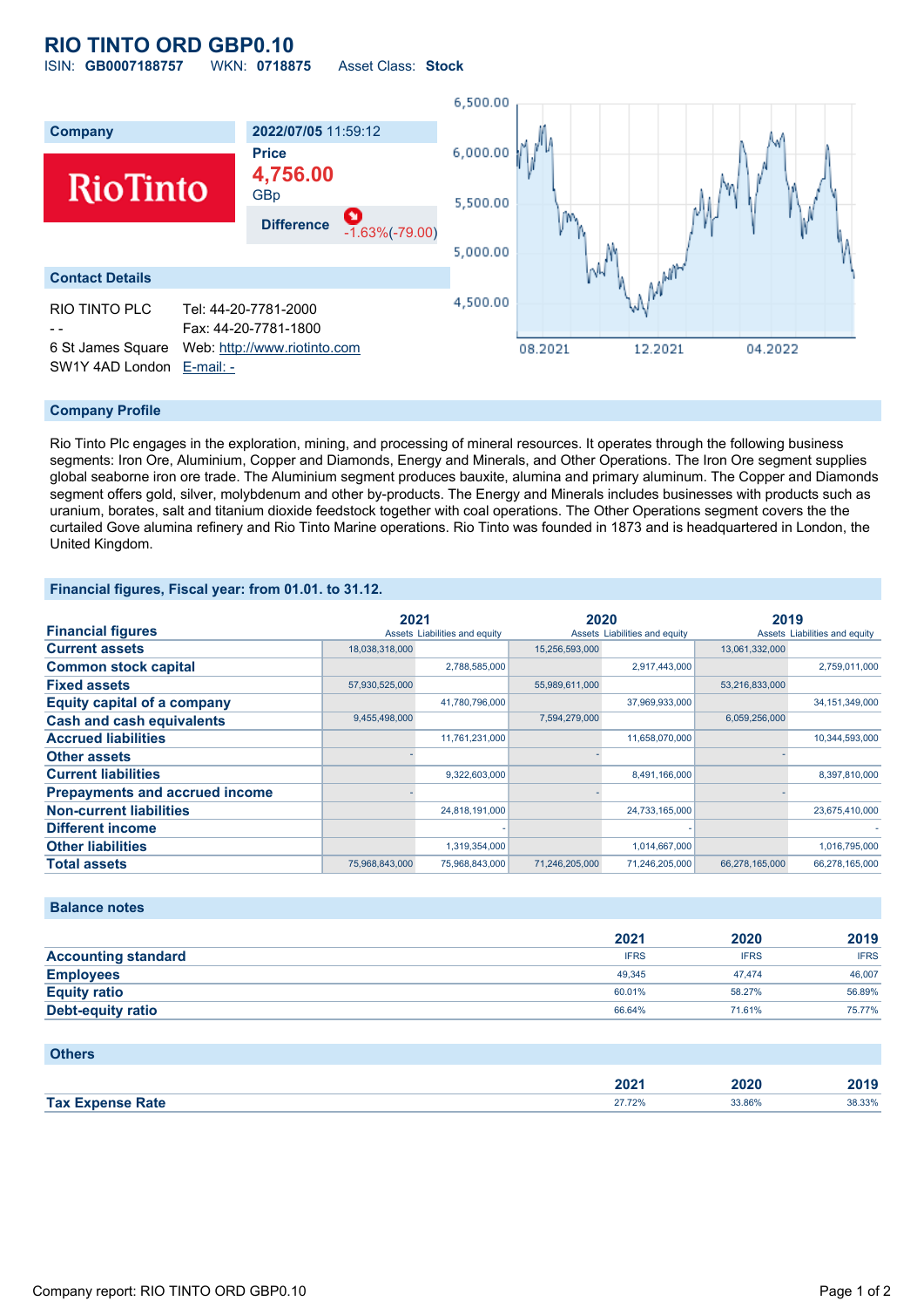# RIO TINTO ORD GBP0.10

ISIN: **GB0007188757** WKN: **0718875** Asset Class: **Stock**

| Company | 2022/07/05 11:59:12 |
|---|---|
| Rio Tinto | **Price** 4,756.00 GBp |
| | **Difference** -1.63%(-79.00) |

## Contact Details

| | |
|---|---|
| RIO TINTO PLC | Tel: 44-20-7781-2000 |
| - - | Fax: 44-20-7781-1800 |
| 6 St James Square | Web: http://www.riotinto.com |
| SW1Y 4AD London | E-mail: - |

## Company Profile

Rio Tinto Plc engages in the exploration, mining, and processing of mineral resources. It operates through the following business segments: Iron Ore, Aluminium, Copper and Diamonds, Energy and Minerals, and Other Operations. The Iron Ore segment supplies global seaborne iron ore trade. The Aluminium segment produces bauxite, alumina and primary aluminum. The Copper and Diamonds segment offers gold, silver, molybdenum and other by-products. The Energy and Minerals includes businesses with products such as uranium, borates, salt and titanium dioxide feedstock together with coal operations. The Other Operations segment covers the the curtailed Gove alumina refinery and Rio Tinto Marine operations. Rio Tinto was founded in 1873 and is headquartered in London, the United Kingdom.

## Financial figures, Fiscal year: from 01.01. to 31.12.

| Financial figures | 2021 | | 2020 | | 2019 | |
|---|---|---|---|---|---|---|
| | Assets | Liabilities and equity | Assets | Liabilities and equity | Assets | Liabilities and equity |
| Current assets | 18,038,318,000 | | 15,256,593,000 | | 13,061,332,000 | |
| Common stock capital | | 2,788,585,000 | | 2,917,443,000 | | 2,759,011,000 |
| Fixed assets | 57,930,525,000 | | 55,989,611,000 | | 53,216,833,000 | |
| Equity capital of a company | | 41,780,796,000 | | 37,969,933,000 | | 34,151,349,000 |
| Cash and cash equivalents | 9,455,498,000 | | 7,594,279,000 | | 6,059,256,000 | |
| Accrued liabilities | | 11,761,231,000 | | 11,658,070,000 | | 10,344,593,000 |
| Other assets | - | | - | | - | |
| Current liabilities | | 9,322,603,000 | | 8,491,166,000 | | 8,397,810,000 |
| Prepayments and accrued income | - | | - | | - | |
| Non-current liabilities | | 24,818,191,000 | | 24,733,165,000 | | 23,675,410,000 |
| Different income | | - | | - | | - |
| Other liabilities | | 1,319,354,000 | | 1,014,667,000 | | 1,016,795,000 |
| Total assets | 75,968,843,000 | 75,968,843,000 | 71,246,205,000 | 71,246,205,000 | 66,278,165,000 | 66,278,165,000 |

## Balance notes

| | 2021 | 2020 | 2019 |
|---|---|---|---|
| Accounting standard | IFRS | IFRS | IFRS |
| Employees | 49,345 | 47,474 | 46,007 |
| Equity ratio | 60.01% | 58.27% | 56.89% |
| Debt-equity ratio | 66.64% | 71.61% | 75.77% |

## Others

| | 2021 | 2020 | 2019 |
|---|---|---|---|
| Tax Expense Rate | 27.72% | 33.86% | 38.33% |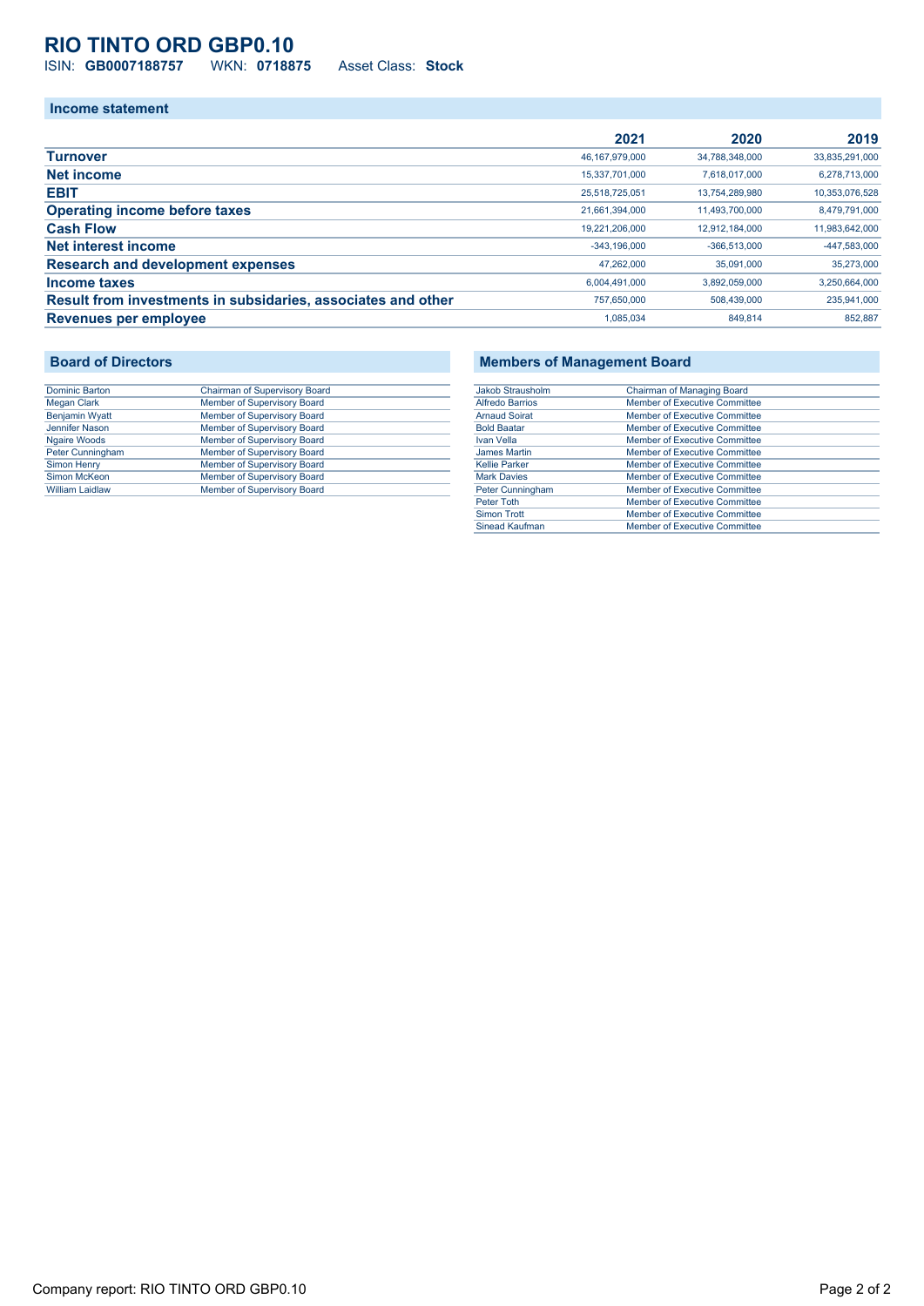# RIO TINTO ORD GBP0.10

ISIN: **GB0007188757** WKN: **0718875** Asset Class: **Stock**

## Income statement

| | 2021 | 2020 | 2019 |
|---|---|---|---|
| **Turnover** | 46,167,979,000 | 34,788,348,000 | 33,835,291,000 |
| **Net income** | 15,337,701,000 | 7,618,017,000 | 6,278,713,000 |
| **EBIT** | 25,518,725,051 | 13,754,289,980 | 10,353,076,528 |
| **Operating income before taxes** | 21,661,394,000 | 11,493,700,000 | 8,479,791,000 |
| **Cash Flow** | 19,221,206,000 | 12,912,184,000 | 11,983,642,000 |
| **Net interest income** | -343,196,000 | -366,513,000 | -447,583,000 |
| **Research and development expenses** | 47,262,000 | 35,091,000 | 35,273,000 |
| **Income taxes** | 6,004,491,000 | 3,892,059,000 | 3,250,664,000 |
| **Result from investments in subsidaries, associates and other** | 757,650,000 | 508,439,000 | 235,941,000 |
| **Revenues per employee** | 1,085,034 | 849,814 | 852,887 |

## Board of Directors

| | |
|---|---|
| Dominic Barton | Chairman of Supervisory Board |
| Megan Clark | Member of Supervisory Board |
| Benjamin Wyatt | Member of Supervisory Board |
| Jennifer Nason | Member of Supervisory Board |
| Ngaire Woods | Member of Supervisory Board |
| Peter Cunningham | Member of Supervisory Board |
| Simon Henry | Member of Supervisory Board |
| Simon McKeon | Member of Supervisory Board |
| William Laidlaw | Member of Supervisory Board |

## Members of Management Board

| | |
|---|---|
| Jakob Stausholm | Chairman of Managing Board |
| Alfredo Barrios | Member of Executive Committee |
| Arnaud Soirat | Member of Executive Committee |
| Bold Baatar | Member of Executive Committee |
| Ivan Vella | Member of Executive Committee |
| James Martin | Member of Executive Committee |
| Kellie Parker | Member of Executive Committee |
| Mark Davies | Member of Executive Committee |
| Peter Cunningham | Member of Executive Committee |
| Peter Toth | Member of Executive Committee |
| Simon Trott | Member of Executive Committee |
| Sinead Kaufman | Member of Executive Committee |